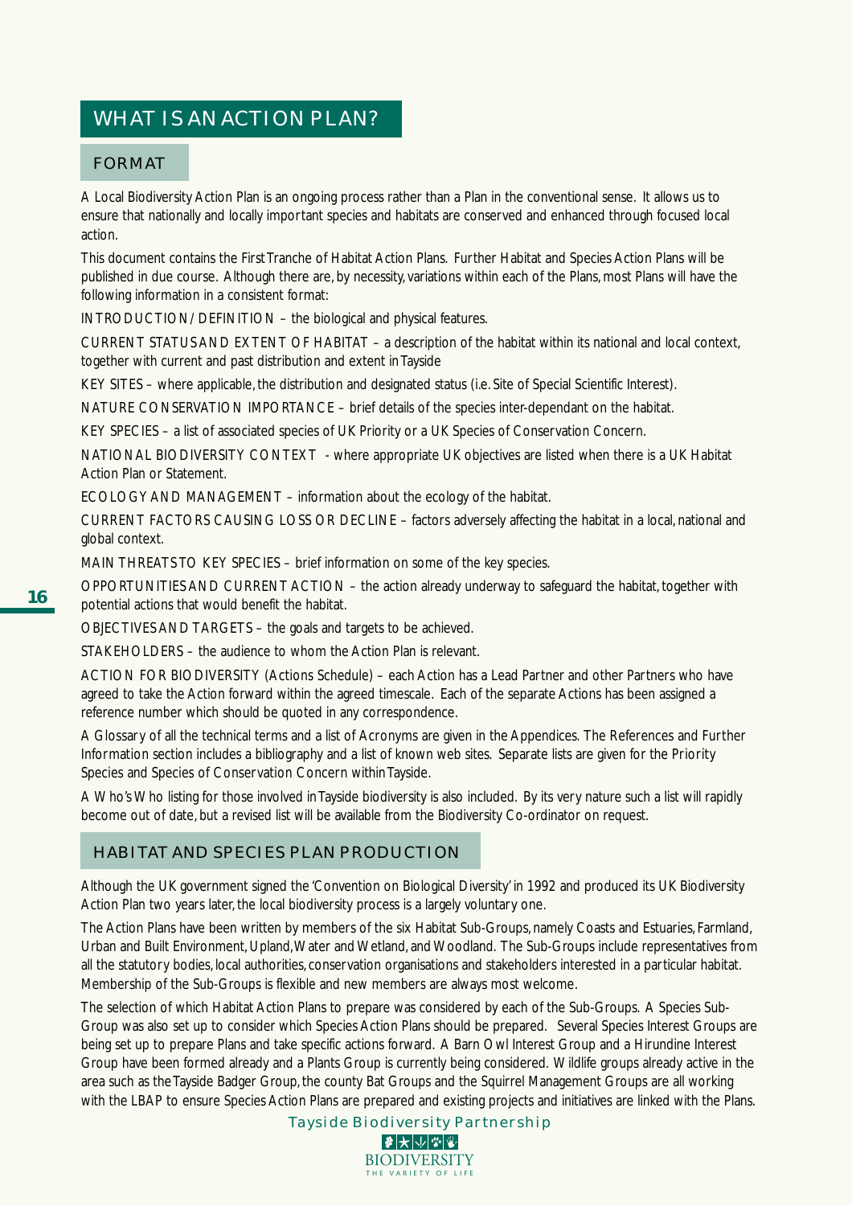# WHAT IS AN ACTION PLAN?

## FORMAT

A Local Biodiversity Action Plan is an ongoing process rather than a Plan in the conventional sense. It allows us to ensure that nationally and locally important species and habitats are conserved and enhanced through focused local action.

This document contains the First Tranche of Habitat Action Plans. Further Habitat and Species Action Plans will be published in due course. Although there are, by necessity, variations within each of the Plans, most Plans will have the following information in a consistent format:

INTRODUCTION/DEFINITION – the biological and physical features.

CURRENT STATUS AND EXTENT OF HABITAT – a description of the habitat within its national and local context, together with current and past distribution and extent in Tayside

KEY SITES – where applicable, the distribution and designated status (i.e. Site of Special Scientific Interest).

NATURE CONSERVATION IMPORTANCE – brief details of the species inter-dependant on the habitat.

KEY SPECIES – a list of associated species of UK Priority or a UK Species of Conservation Concern.

NATIONAL BIODIVERSITY CONTEXT - where appropriate UK objectives are listed when there is a UK Habitat Action Plan or Statement.

ECOLOGY AND MANAGEMENT – information about the ecology of the habitat.

CURRENT FACTORS CAUSING LOSS OR DECLINE – factors adversely affecting the habitat in a local, national and global context.

MAIN THREATS TO KEY SPECIES – brief information on some of the key species.

OPPORTUNITIES AND CURRENT ACTION – the action already underway to safeguard the habitat, together with potential actions that would benefit the habitat.

OBJECTIVES AND TARGETS – the goals and targets to be achieved.

STAKEHOLDERS – the audience to whom the Action Plan is relevant.

ACTION FOR BIODIVERSITY (Actions Schedule) – each Action has a Lead Partner and other Partners who have agreed to take the Action forward within the agreed timescale. Each of the separate Actions has been assigned a reference number which should be quoted in any correspondence.

A Glossary of all the technical terms and a list of Acronyms are given in the Appendices. The References and Further Information section includes a bibliography and a list of known web sites. Separate lists are given for the Priority Species and Species of Conservation Concern within Tayside.

A Who's Who listing for those involved in Tayside biodiversity is also included. By its very nature such a list will rapidly become out of date, but a revised list will be available from the Biodiversity Co-ordinator on request.

## HABITAT AND SPECIES PLAN PRODUCTION

Although the UK government signed the 'Convention on Biological Diversity' in 1992 and produced its UK Biodiversity Action Plan two years later, the local biodiversity process is a largely voluntary one.

The Action Plans have been written by members of the six Habitat Sub-Groups, namely Coasts and Estuaries, Farmland, Urban and Built Environment, Upland, Water and Wetland, and Woodland. The Sub-Groups include representatives from all the statutory bodies, local authorities, conservation organisations and stakeholders interested in a particular habitat. Membership of the Sub-Groups is flexible and new members are always most welcome.

The selection of which Habitat Action Plans to prepare was considered by each of the Sub-Groups. A Species Sub-Group was also set up to consider which Species Action Plans should be prepared. Several Species Interest Groups are being set up to prepare Plans and take specific actions forward. A Barn Owl Interest Group and a Hirundine Interest Group have been formed already and a Plants Group is currently being considered. Wildlife groups already active in the area such as the Tayside Badger Group, the county Bat Groups and the Squirrel Management Groups are all working with the LBAP to ensure Species Action Plans are prepared and existing projects and initiatives are linked with the Plans.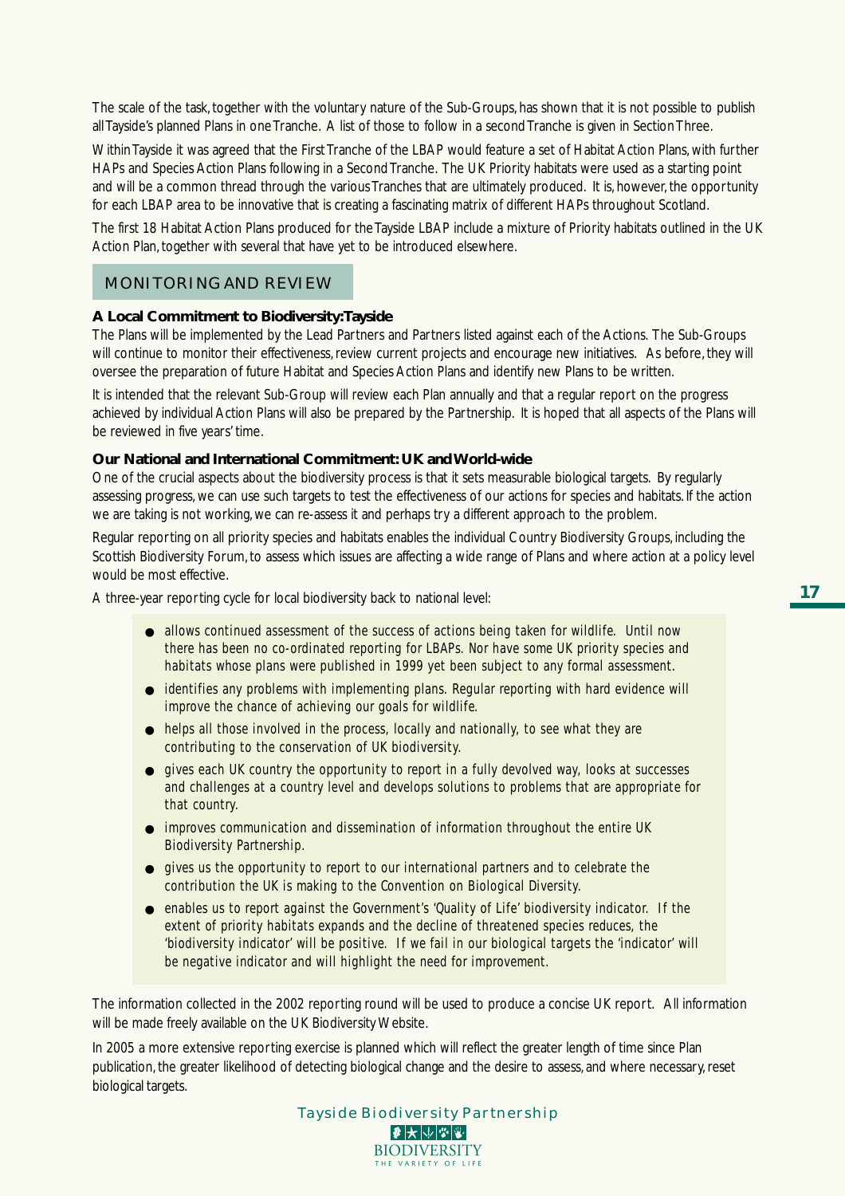The scale of the task, together with the voluntary nature of the Sub-Groups, has shown that it is not possible to publish all Tayside's planned Plans in one Tranche. A list of those to follow in a second Tranche is given in Section Three.

Within Tayside it was agreed that the First Tranche of the LBAP would feature a set of Habitat Action Plans, with further HAPs and Species Action Plans following in a Second Tranche. The UK Priority habitats were used as a starting point and will be a common thread through the various Tranches that are ultimately produced. It is, however, the opportunity for each LBAP area to be innovative that is creating a fascinating matrix of different HAPs throughout Scotland.

The first 18 Habitat Action Plans produced for the Tayside LBAP include a mixture of Priority habitats outlined in the UK Action Plan, together with several that have yet to be introduced elsewhere.

## MONITORING AND REVIEW

**A Local Commitment to Biodiversity: Tayside**

The Plans will be implemented by the Lead Partners and Partners listed against each of the Actions. The Sub-Groups will continue to monitor their effectiveness, review current projects and encourage new initiatives. As before, they will oversee the preparation of future Habitat and Species Action Plans and identify new Plans to be written.

It is intended that the relevant Sub-Group will review each Plan annually and that a regular report on the progress achieved by individual Action Plans will also be prepared by the Partnership. It is hoped that all aspects of the Plans will be reviewed in five years' time.

**Our National and International Commitment: UK and World-wide**

One of the crucial aspects about the biodiversity process is that it sets measurable biological targets. By regularly assessing progress, we can use such targets to test the effectiveness of our actions for species and habitats. If the action we are taking is not working, we can re-assess it and perhaps try a different approach to the problem.

Regular reporting on all priority species and habitats enables the individual Country Biodiversity Groups, including the Scottish Biodiversity Forum, to assess which issues are affecting a wide range of Plans and where action at a policy level would be most effective.

A three-year reporting cycle for local biodiversity back to national level:

- allows continued assessment of the success of actions being taken for wildlife. Until now there has been no co-ordinated reporting for LBAPs. Nor have some UK priority species and habitats whose plans were published in 1999 yet been subject to any formal assessment.
- identifies any problems with implementing plans. Regular reporting with hard evidence will improve the chance of achieving our goals for wildlife.
- helps all those involved in the process, locally and nationally, to see what they are contributing to the conservation of UK biodiversity.
- gives each UK country the opportunity to report in a fully devolved way, looks at successes and challenges at a country level and develops solutions to problems that are appropriate for that country.
- improves communication and dissemination of information throughout the entire UK Biodiversity Partnership.
- gives us the opportunity to report to our international partners and to celebrate the contribution the UK is making to the Convention on Biological Diversity.
- enables us to report against the Government's 'Quality of Life' biodiversity indicator. If the extent of priority habitats expands and the decline of threatened species reduces, the 'biodiversity indicator' will be positive. If we fail in our biological targets the 'indicator' will be negative indicator and will highlight the need for improvement.

The information collected in the 2002 reporting round will be used to produce a concise UK report. All information will be made freely available on the UK Biodiversity Website.

In 2005 a more extensive reporting exercise is planned which will reflect the greater length of time since Plan publication, the greater likelihood of detecting biological change and the desire to assess, and where necessary, reset biological targets.